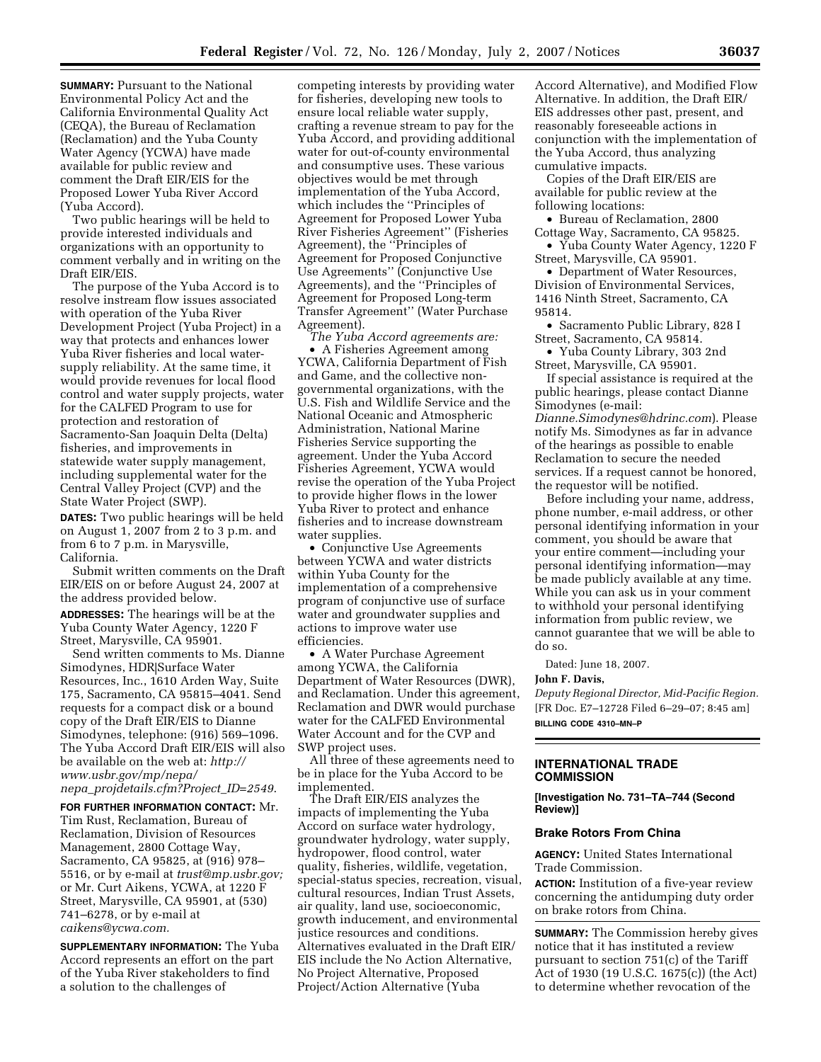**SUMMARY:** Pursuant to the National Environmental Policy Act and the California Environmental Quality Act (CEQA), the Bureau of Reclamation (Reclamation) and the Yuba County Water Agency (YCWA) have made available for public review and comment the Draft EIR/EIS for the Proposed Lower Yuba River Accord (Yuba Accord).

Two public hearings will be held to provide interested individuals and organizations with an opportunity to comment verbally and in writing on the Draft EIR/EIS.

The purpose of the Yuba Accord is to resolve instream flow issues associated with operation of the Yuba River Development Project (Yuba Project) in a way that protects and enhances lower Yuba River fisheries and local water-supply reliability. At the same time, it would provide revenues for local flood control and water supply projects, water for the CALFED Program to use for protection and restoration of Sacramento-San Joaquin Delta (Delta) fisheries, and improvements in statewide water supply management, including supplemental water for the Central Valley Project (CVP) and the State Water Project (SWP).

**DATES:** Two public hearings will be held on August 1, 2007 from 2 to 3 p.m. and from 6 to 7 p.m. in Marysville, California.

Submit written comments on the Draft EIR/EIS on or before August 24, 2007 at the address provided below.

**ADDRESSES:** The hearings will be at the Yuba County Water Agency, 1220 F Street, Marysville, CA 95901.

Send written comments to Ms. Dianne Simodynes, HDR|Surface Water Resources, Inc., 1610 Arden Way, Suite 175, Sacramento, CA 95815–4041. Send requests for a compact disk or a bound copy of the Draft EIR/EIS to Dianne Simodynes, telephone: (916) 569–1096. The Yuba Accord Draft EIR/EIS will also be available on the web at: *http://www.usbr.gov/mp/nepa/nepa_projdetails.cfm?Project_ID=2549*.

**FOR FURTHER INFORMATION CONTACT:** Mr. Tim Rust, Reclamation, Bureau of Reclamation, Division of Resources Management, 2800 Cottage Way, Sacramento, CA 95825, at (916) 978–5516, or by e-mail at *trust@mp.usbr.gov;* or Mr. Curt Aikens, YCWA, at 1220 F Street, Marysville, CA 95901, at (530) 741–6278, or by e-mail at *caikens@ycwa.com.*

**SUPPLEMENTARY INFORMATION:** The Yuba Accord represents an effort on the part of the Yuba River stakeholders to find a solution to the challenges of competing interests by providing water for fisheries, developing new tools to ensure local reliable water supply, crafting a revenue stream to pay for the Yuba Accord, and providing additional water for out-of-county environmental and consumptive uses. These various objectives would be met through implementation of the Yuba Accord, which includes the ''Principles of Agreement for Proposed Lower Yuba River Fisheries Agreement'' (Fisheries Agreement), the ''Principles of Agreement for Proposed Conjunctive Use Agreements'' (Conjunctive Use Agreements), and the ''Principles of Agreement for Proposed Long-term Transfer Agreement'' (Water Purchase Agreement).

*The Yuba Accord agreements are:*

- A Fisheries Agreement among YCWA, California Department of Fish and Game, and the collective non-governmental organizations, with the U.S. Fish and Wildlife Service and the National Oceanic and Atmospheric Administration, National Marine Fisheries Service supporting the agreement. Under the Yuba Accord Fisheries Agreement, YCWA would revise the operation of the Yuba Project to provide higher flows in the lower Yuba River to protect and enhance fisheries and to increase downstream water supplies.
- Conjunctive Use Agreements between YCWA and water districts within Yuba County for the implementation of a comprehensive program of conjunctive use of surface water and groundwater supplies and actions to improve water use efficiencies.
- A Water Purchase Agreement among YCWA, the California Department of Water Resources (DWR), and Reclamation. Under this agreement, Reclamation and DWR would purchase water for the CALFED Environmental Water Account and for the CVP and SWP project uses.

All three of these agreements need to be in place for the Yuba Accord to be implemented.

The Draft EIR/EIS analyzes the impacts of implementing the Yuba Accord on surface water hydrology, groundwater hydrology, water supply, hydropower, flood control, water quality, fisheries, wildlife, vegetation, special-status species, recreation, visual, cultural resources, Indian Trust Assets, air quality, land use, socioeconomic, growth inducement, and environmental justice resources and conditions. Alternatives evaluated in the Draft EIR/EIS include the No Action Alternative, No Project Alternative, Proposed Project/Action Alternative (Yuba Accord Alternative), and Modified Flow Alternative. In addition, the Draft EIR/EIS addresses other past, present, and reasonably foreseeable actions in conjunction with the implementation of the Yuba Accord, thus analyzing cumulative impacts.

Copies of the Draft EIR/EIS are available for public review at the following locations:

- Bureau of Reclamation, 2800 Cottage Way, Sacramento, CA 95825.
- Yuba County Water Agency, 1220 F Street, Marysville, CA 95901.
- Department of Water Resources, Division of Environmental Services, 1416 Ninth Street, Sacramento, CA 95814.
- Sacramento Public Library, 828 I Street, Sacramento, CA 95814.
- Yuba County Library, 303 2nd Street, Marysville, CA 95901.

If special assistance is required at the public hearings, please contact Dianne Simodynes (e-mail: *Dianne.Simodynes@hdrinc.com*). Please notify Ms. Simodynes as far in advance of the hearings as possible to enable Reclamation to secure the needed services. If a request cannot be honored, the requestor will be notified.

Before including your name, address, phone number, e-mail address, or other personal identifying information in your comment, you should be aware that your entire comment—including your personal identifying information—may be made publicly available at any time. While you can ask us in your comment to withhold your personal identifying information from public review, we cannot guarantee that we will be able to do so.

Dated: June 18, 2007.

**John F. Davis,**

*Deputy Regional Director, Mid-Pacific Region.*

[FR Doc. E7–12728 Filed 6–29–07; 8:45 am]

**BILLING CODE 4310–MN–P**

## INTERNATIONAL TRADE COMMISSION

**[Investigation No. 731–TA–744 (Second Review)]**

### Brake Rotors From China

**AGENCY:** United States International Trade Commission.

**ACTION:** Institution of a five-year review concerning the antidumping duty order on brake rotors from China.

**SUMMARY:** The Commission hereby gives notice that it has instituted a review pursuant to section 751(c) of the Tariff Act of 1930 (19 U.S.C. 1675(c)) (the Act) to determine whether revocation of the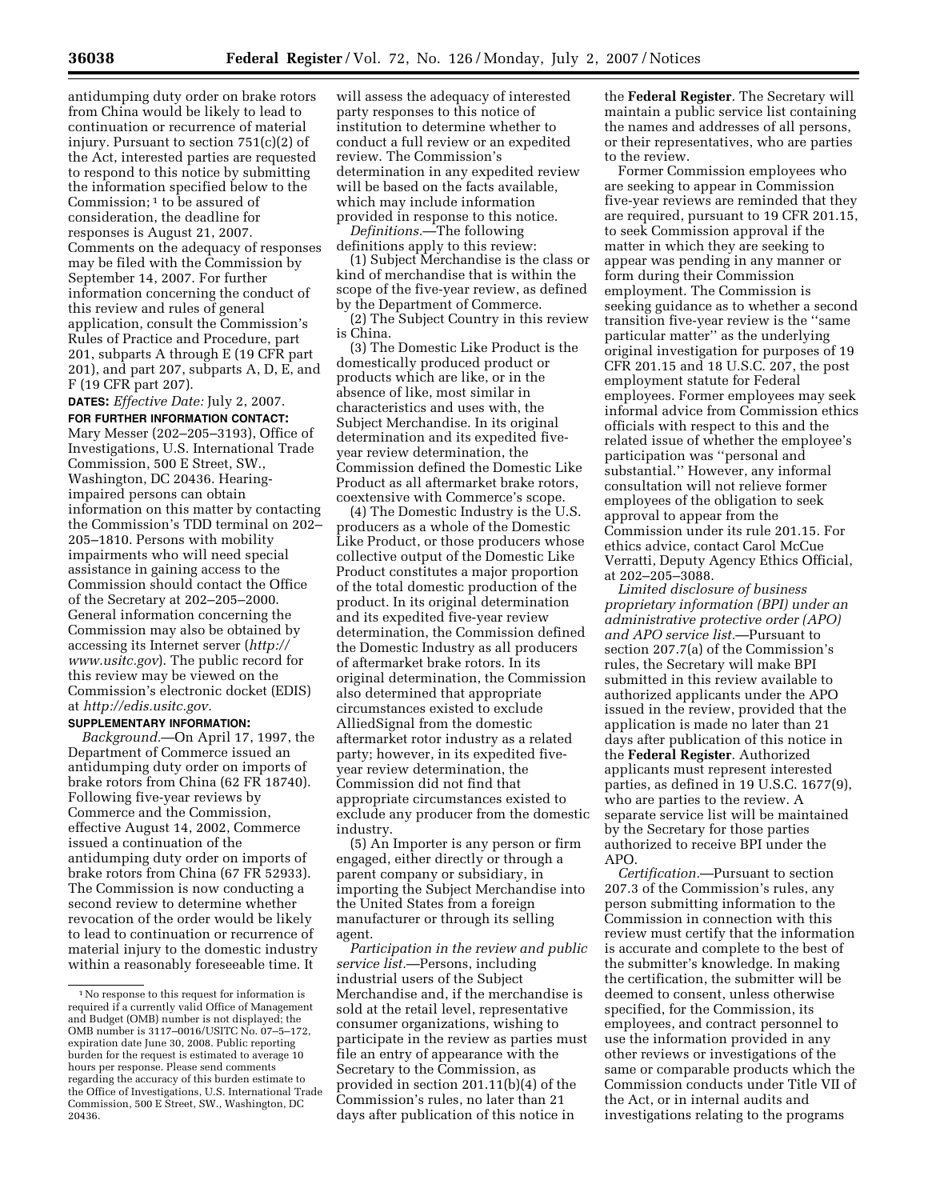antidumping duty order on brake rotors from China would be likely to lead to continuation or recurrence of material injury. Pursuant to section 751(c)(2) of the Act, interested parties are requested to respond to this notice by submitting the information specified below to the Commission;[1] to be assured of consideration, the deadline for responses is August 21, 2007. Comments on the adequacy of responses may be filed with the Commission by September 14, 2007. For further information concerning the conduct of this review and rules of general application, consult the Commission's Rules of Practice and Procedure, part 201, subparts A through E (19 CFR part 201), and part 207, subparts A, D, E, and F (19 CFR part 207).

**DATES:** *Effective Date:* July 2, 2007.

**FOR FURTHER INFORMATION CONTACT:** Mary Messer (202–205–3193), Office of Investigations, U.S. International Trade Commission, 500 E Street, SW., Washington, DC 20436. Hearing-impaired persons can obtain information on this matter by contacting the Commission's TDD terminal on 202–205–1810. Persons with mobility impairments who will need special assistance in gaining access to the Commission should contact the Office of the Secretary at 202–205–2000. General information concerning the Commission may also be obtained by accessing its Internet server (*http://www.usitc.gov*). The public record for this review may be viewed on the Commission's electronic docket (EDIS) at *http://edis.usitc.gov.*

**SUPPLEMENTARY INFORMATION:**

*Background.*—On April 17, 1997, the Department of Commerce issued an antidumping duty order on imports of brake rotors from China (62 FR 18740). Following five-year reviews by Commerce and the Commission, effective August 14, 2002, Commerce issued a continuation of the antidumping duty order on imports of brake rotors from China (67 FR 52933). The Commission is now conducting a second review to determine whether revocation of the order would be likely to lead to continuation or recurrence of material injury to the domestic industry within a reasonably foreseeable time. It will assess the adequacy of interested party responses to this notice of institution to determine whether to conduct a full review or an expedited review. The Commission's determination in any expedited review will be based on the facts available, which may include information provided in response to this notice.

*Definitions.*—The following definitions apply to this review:

(1) Subject Merchandise is the class or kind of merchandise that is within the scope of the five-year review, as defined by the Department of Commerce.

(2) The Subject Country in this review is China.

(3) The Domestic Like Product is the domestically produced product or products which are like, or in the absence of like, most similar in characteristics and uses with, the Subject Merchandise. In its original determination and its expedited five-year review determination, the Commission defined the Domestic Like Product as all aftermarket brake rotors, coextensive with Commerce's scope.

(4) The Domestic Industry is the U.S. producers as a whole of the Domestic Like Product, or those producers whose collective output of the Domestic Like Product constitutes a major proportion of the total domestic production of the product. In its original determination and its expedited five-year review determination, the Commission defined the Domestic Industry as all producers of aftermarket brake rotors. In its original determination, the Commission also determined that appropriate circumstances existed to exclude AlliedSignal from the domestic aftermarket rotor industry as a related party; however, in its expedited five-year review determination, the Commission did not find that appropriate circumstances existed to exclude any producer from the domestic industry.

(5) An Importer is any person or firm engaged, either directly or through a parent company or subsidiary, in importing the Subject Merchandise into the United States from a foreign manufacturer or through its selling agent.

*Participation in the review and public service list.*—Persons, including industrial users of the Subject Merchandise and, if the merchandise is sold at the retail level, representative consumer organizations, wishing to participate in the review as parties must file an entry of appearance with the Secretary to the Commission, as provided in section 201.11(b)(4) of the Commission's rules, no later than 21 days after publication of this notice in the **Federal Register**. The Secretary will maintain a public service list containing the names and addresses of all persons, or their representatives, who are parties to the review.

Former Commission employees who are seeking to appear in Commission five-year reviews are reminded that they are required, pursuant to 19 CFR 201.15, to seek Commission approval if the matter in which they are seeking to appear was pending in any manner or form during their Commission employment. The Commission is seeking guidance as to whether a second transition five-year review is the "same particular matter" as the underlying original investigation for purposes of 19 CFR 201.15 and 18 U.S.C. 207, the post employment statute for Federal employees. Former employees may seek informal advice from Commission ethics officials with respect to this and the related issue of whether the employee's participation was "personal and substantial." However, any informal consultation will not relieve former employees of the obligation to seek approval to appear from the Commission under its rule 201.15. For ethics advice, contact Carol McCue Verratti, Deputy Agency Ethics Official, at 202–205–3088.

*Limited disclosure of business proprietary information (BPI) under an administrative protective order (APO) and APO service list.*—Pursuant to section 207.7(a) of the Commission's rules, the Secretary will make BPI submitted in this review available to authorized applicants under the APO issued in the review, provided that the application is made no later than 21 days after publication of this notice in the **Federal Register**. Authorized applicants must represent interested parties, as defined in 19 U.S.C. 1677(9), who are parties to the review. A separate service list will be maintained by the Secretary for those parties authorized to receive BPI under the APO.

*Certification.*—Pursuant to section 207.3 of the Commission's rules, any person submitting information to the Commission in connection with this review must certify that the information is accurate and complete to the best of the submitter's knowledge. In making the certification, the submitter will be deemed to consent, unless otherwise specified, for the Commission, its employees, and contract personnel to use the information provided in any other reviews or investigations of the same or comparable products which the Commission conducts under Title VII of the Act, or in internal audits and investigations relating to the programs

---

[1] No response to this request for information is required if a currently valid Office of Management and Budget (OMB) number is not displayed; the OMB number is 3117–0016/USITC No. 07–5–172, expiration date June 30, 2008. Public reporting burden for the request is estimated to average 10 hours per response. Please send comments regarding the accuracy of this burden estimate to the Office of Investigations, U.S. International Trade Commission, 500 E Street, SW., Washington, DC 20436.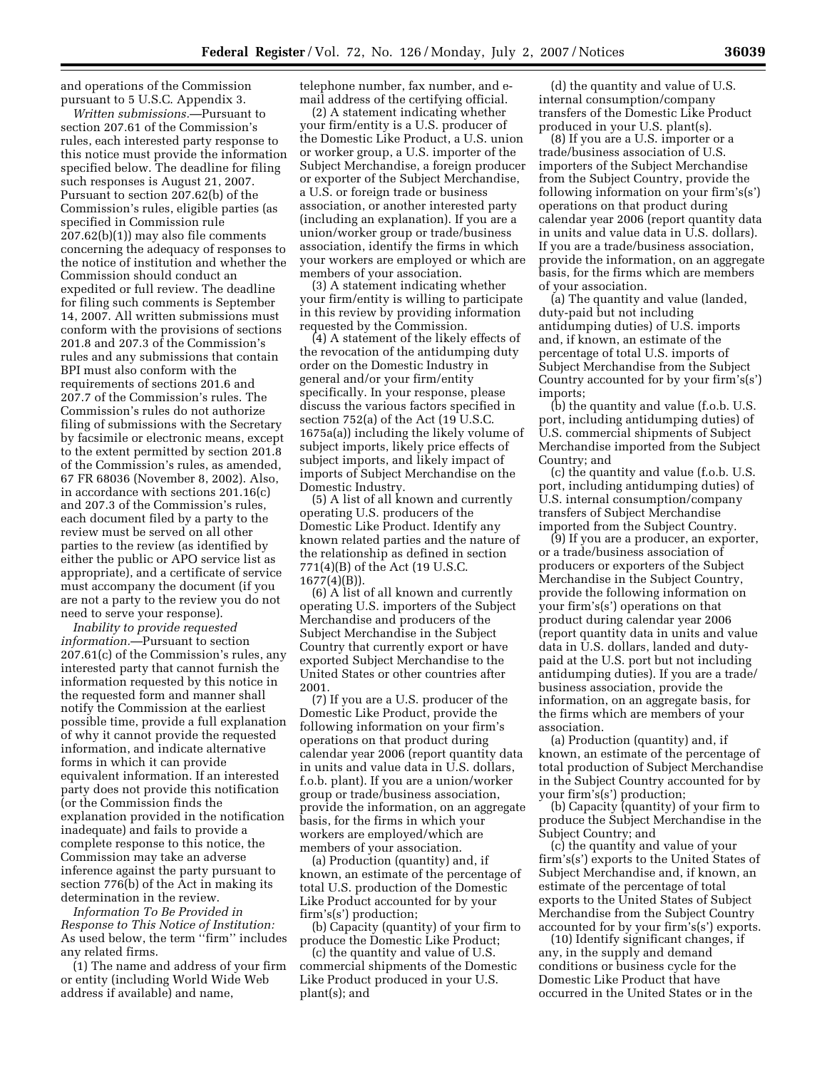and operations of the Commission pursuant to 5 U.S.C. Appendix 3.

*Written submissions.*—Pursuant to section 207.61 of the Commission's rules, each interested party response to this notice must provide the information specified below. The deadline for filing such responses is August 21, 2007. Pursuant to section 207.62(b) of the Commission's rules, eligible parties (as specified in Commission rule 207.62(b)(1)) may also file comments concerning the adequacy of responses to the notice of institution and whether the Commission should conduct an expedited or full review. The deadline for filing such comments is September 14, 2007. All written submissions must conform with the provisions of sections 201.8 and 207.3 of the Commission's rules and any submissions that contain BPI must also conform with the requirements of sections 201.6 and 207.7 of the Commission's rules. The Commission's rules do not authorize filing of submissions with the Secretary by facsimile or electronic means, except to the extent permitted by section 201.8 of the Commission's rules, as amended, 67 FR 68036 (November 8, 2002). Also, in accordance with sections 201.16(c) and 207.3 of the Commission's rules, each document filed by a party to the review must be served on all other parties to the review (as identified by either the public or APO service list as appropriate), and a certificate of service must accompany the document (if you are not a party to the review you do not need to serve your response).

*Inability to provide requested information.*—Pursuant to section 207.61(c) of the Commission's rules, any interested party that cannot furnish the information requested by this notice in the requested form and manner shall notify the Commission at the earliest possible time, provide a full explanation of why it cannot provide the requested information, and indicate alternative forms in which it can provide equivalent information. If an interested party does not provide this notification (or the Commission finds the explanation provided in the notification inadequate) and fails to provide a complete response to this notice, the Commission may take an adverse inference against the party pursuant to section 776(b) of the Act in making its determination in the review.

*Information To Be Provided in Response to This Notice of Institution:* As used below, the term "firm" includes any related firms.

(1) The name and address of your firm or entity (including World Wide Web address if available) and name, telephone number, fax number, and e-mail address of the certifying official.

(2) A statement indicating whether your firm/entity is a U.S. producer of the Domestic Like Product, a U.S. union or worker group, a U.S. importer of the Subject Merchandise, a foreign producer or exporter of the Subject Merchandise, a U.S. or foreign trade or business association, or another interested party (including an explanation). If you are a union/worker group or trade/business association, identify the firms in which your workers are employed or which are members of your association.

(3) A statement indicating whether your firm/entity is willing to participate in this review by providing information requested by the Commission.

(4) A statement of the likely effects of the revocation of the antidumping duty order on the Domestic Industry in general and/or your firm/entity specifically. In your response, please discuss the various factors specified in section 752(a) of the Act (19 U.S.C. 1675a(a)) including the likely volume of subject imports, likely price effects of subject imports, and likely impact of imports of Subject Merchandise on the Domestic Industry.

(5) A list of all known and currently operating U.S. producers of the Domestic Like Product. Identify any known related parties and the nature of the relationship as defined in section 771(4)(B) of the Act (19 U.S.C. 1677(4)(B)).

(6) A list of all known and currently operating U.S. importers of the Subject Merchandise and producers of the Subject Merchandise in the Subject Country that currently export or have exported Subject Merchandise to the United States or other countries after 2001.

(7) If you are a U.S. producer of the Domestic Like Product, provide the following information on your firm's operations on that product during calendar year 2006 (report quantity data in units and value data in U.S. dollars, f.o.b. plant). If you are a union/worker group or trade/business association, provide the information, on an aggregate basis, for the firms in which your workers are employed/which are members of your association.

(a) Production (quantity) and, if known, an estimate of the percentage of total U.S. production of the Domestic Like Product accounted for by your firm's(s') production;

(b) Capacity (quantity) of your firm to produce the Domestic Like Product;

(c) the quantity and value of U.S. commercial shipments of the Domestic Like Product produced in your U.S. plant(s); and

(d) the quantity and value of U.S. internal consumption/company transfers of the Domestic Like Product produced in your U.S. plant(s).

(8) If you are a U.S. importer or a trade/business association of U.S. importers of the Subject Merchandise from the Subject Country, provide the following information on your firm's(s') operations on that product during calendar year 2006 (report quantity data in units and value data in U.S. dollars). If you are a trade/business association, provide the information, on an aggregate basis, for the firms which are members of your association.

(a) The quantity and value (landed, duty-paid but not including antidumping duties) of U.S. imports and, if known, an estimate of the percentage of total U.S. imports of Subject Merchandise from the Subject Country accounted for by your firm's(s') imports;

(b) the quantity and value (f.o.b. U.S. port, including antidumping duties) of U.S. commercial shipments of Subject Merchandise imported from the Subject Country; and

(c) the quantity and value (f.o.b. U.S. port, including antidumping duties) of U.S. internal consumption/company transfers of Subject Merchandise imported from the Subject Country.

(9) If you are a producer, an exporter, or a trade/business association of producers or exporters of the Subject Merchandise in the Subject Country, provide the following information on your firm's(s') operations on that product during calendar year 2006 (report quantity data in units and value data in U.S. dollars, landed and duty-paid at the U.S. port but not including antidumping duties). If you are a trade/business association, provide the information, on an aggregate basis, for the firms which are members of your association.

(a) Production (quantity) and, if known, an estimate of the percentage of total production of Subject Merchandise in the Subject Country accounted for by your firm's(s') production;

(b) Capacity (quantity) of your firm to produce the Subject Merchandise in the Subject Country; and

(c) the quantity and value of your firm's(s') exports to the United States of Subject Merchandise and, if known, an estimate of the percentage of total exports to the United States of Subject Merchandise from the Subject Country accounted for by your firm's(s') exports.

(10) Identify significant changes, if any, in the supply and demand conditions or business cycle for the Domestic Like Product that have occurred in the United States or in the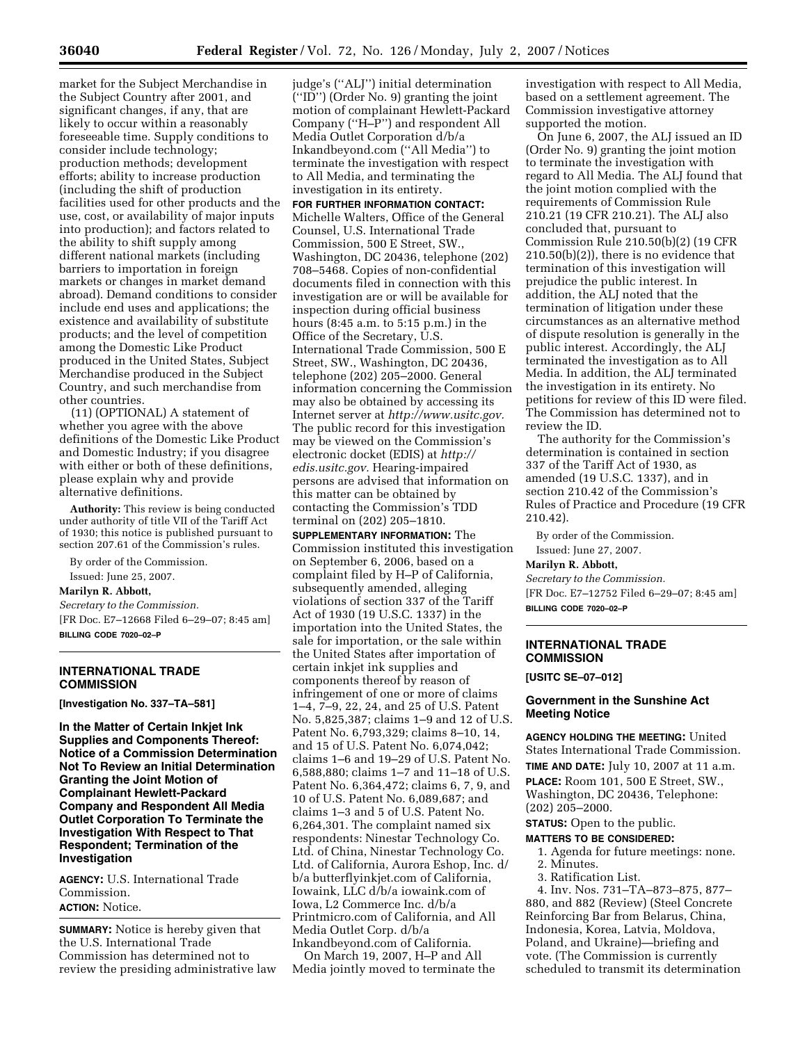market for the Subject Merchandise in the Subject Country after 2001, and significant changes, if any, that are likely to occur within a reasonably foreseeable time. Supply conditions to consider include technology; production methods; development efforts; ability to increase production (including the shift of production facilities used for other products and the use, cost, or availability of major inputs into production); and factors related to the ability to shift supply among different national markets (including barriers to importation in foreign markets or changes in market demand abroad). Demand conditions to consider include end uses and applications; the existence and availability of substitute products; and the level of competition among the Domestic Like Product produced in the United States, Subject Merchandise produced in the Subject Country, and such merchandise from other countries.

(11) (OPTIONAL) A statement of whether you agree with the above definitions of the Domestic Like Product and Domestic Industry; if you disagree with either or both of these definitions, please explain why and provide alternative definitions.

**Authority:** This review is being conducted under authority of title VII of the Tariff Act of 1930; this notice is published pursuant to section 207.61 of the Commission's rules.

By order of the Commission.

Issued: June 25, 2007.

**Marilyn R. Abbott,**

*Secretary to the Commission.*

[FR Doc. E7–12668 Filed 6–29–07; 8:45 am]

**BILLING CODE 7020–02–P**

## INTERNATIONAL TRADE COMMISSION

**[Investigation No. 337–TA–581]**

### In the Matter of Certain Inkjet Ink Supplies and Components Thereof: Notice of a Commission Determination Not To Review an Initial Determination Granting the Joint Motion of Complainant Hewlett-Packard Company and Respondent All Media Outlet Corporation To Terminate the Investigation With Respect to That Respondent; Termination of the Investigation

**AGENCY:** U.S. International Trade Commission.

**ACTION:** Notice.

**SUMMARY:** Notice is hereby given that the U.S. International Trade Commission has determined not to review the presiding administrative law judge's (''ALJ'') initial determination (''ID'') (Order No. 9) granting the joint motion of complainant Hewlett-Packard Company (''H–P'') and respondent All Media Outlet Corporation d/b/a Inkandbeyond.com (''All Media'') to terminate the investigation with respect to All Media, and terminating the investigation in its entirety.

**FOR FURTHER INFORMATION CONTACT:** Michelle Walters, Office of the General Counsel, U.S. International Trade Commission, 500 E Street, SW., Washington, DC 20436, telephone (202) 708–5468. Copies of non-confidential documents filed in connection with this investigation are or will be available for inspection during official business hours (8:45 a.m. to 5:15 p.m.) in the Office of the Secretary, U.S. International Trade Commission, 500 E Street, SW., Washington, DC 20436, telephone (202) 205–2000. General information concerning the Commission may also be obtained by accessing its Internet server at *http://www.usitc.gov.* The public record for this investigation may be viewed on the Commission's electronic docket (EDIS) at *http://edis.usitc.gov.* Hearing-impaired persons are advised that information on this matter can be obtained by contacting the Commission's TDD terminal on (202) 205–1810.

**SUPPLEMENTARY INFORMATION:** The Commission instituted this investigation on September 6, 2006, based on a complaint filed by H–P of California, subsequently amended, alleging violations of section 337 of the Tariff Act of 1930 (19 U.S.C. 1337) in the importation into the United States, the sale for importation, or the sale within the United States after importation of certain inkjet ink supplies and components thereof by reason of infringement of one or more of claims 1–4, 7–9, 22, 24, and 25 of U.S. Patent No. 5,825,387; claims 1–9 and 12 of U.S. Patent No. 6,793,329; claims 8–10, 14, and 15 of U.S. Patent No. 6,074,042; claims 1–6 and 19–29 of U.S. Patent No. 6,588,880; claims 1–7 and 11–18 of U.S. Patent No. 6,364,472; claims 6, 7, 9, and 10 of U.S. Patent No. 6,089,687; and claims 1–3 and 5 of U.S. Patent No. 6,264,301. The complaint named six respondents: Ninestar Technology Co. Ltd. of China, Ninestar Technology Co. Ltd. of California, Aurora Eshop, Inc. d/b/a butterflyinkjet.com of California, Iowaink, LLC d/b/a iowaink.com of Iowa, L2 Commerce Inc. d/b/a Printmicro.com of California, and All Media Outlet Corp. d/b/a Inkandbeyond.com of California.

On March 19, 2007, H–P and All Media jointly moved to terminate the investigation with respect to All Media, based on a settlement agreement. The Commission investigative attorney supported the motion.

On June 6, 2007, the ALJ issued an ID (Order No. 9) granting the joint motion to terminate the investigation with regard to All Media. The ALJ found that the joint motion complied with the requirements of Commission Rule 210.21 (19 CFR 210.21). The ALJ also concluded that, pursuant to Commission Rule 210.50(b)(2) (19 CFR 210.50(b)(2)), there is no evidence that termination of this investigation will prejudice the public interest. In addition, the ALJ noted that the termination of litigation under these circumstances as an alternative method of dispute resolution is generally in the public interest. Accordingly, the ALJ terminated the investigation as to All Media. In addition, the ALJ terminated the investigation in its entirety. No petitions for review of this ID were filed. The Commission has determined not to review the ID.

The authority for the Commission's determination is contained in section 337 of the Tariff Act of 1930, as amended (19 U.S.C. 1337), and in section 210.42 of the Commission's Rules of Practice and Procedure (19 CFR 210.42).

By order of the Commission.

Issued: June 27, 2007.

**Marilyn R. Abbott,**

*Secretary to the Commission.*

[FR Doc. E7–12752 Filed 6–29–07; 8:45 am]

**BILLING CODE 7020–02–P**

## INTERNATIONAL TRADE COMMISSION

**[USITC SE–07–012]**

### Government in the Sunshine Act Meeting Notice

**AGENCY HOLDING THE MEETING:** United States International Trade Commission.

**TIME AND DATE:** July 10, 2007 at 11 a.m.

**PLACE:** Room 101, 500 E Street, SW., Washington, DC 20436, Telephone: (202) 205–2000.

**STATUS:** Open to the public.

**MATTERS TO BE CONSIDERED:**

1. Agenda for future meetings: none.
2. Minutes.
3. Ratification List.
4. Inv. Nos. 731–TA–873–875, 877–880, and 882 (Review) (Steel Concrete Reinforcing Bar from Belarus, China, Indonesia, Korea, Latvia, Moldova, Poland, and Ukraine)—briefing and vote. (The Commission is currently scheduled to transmit its determination